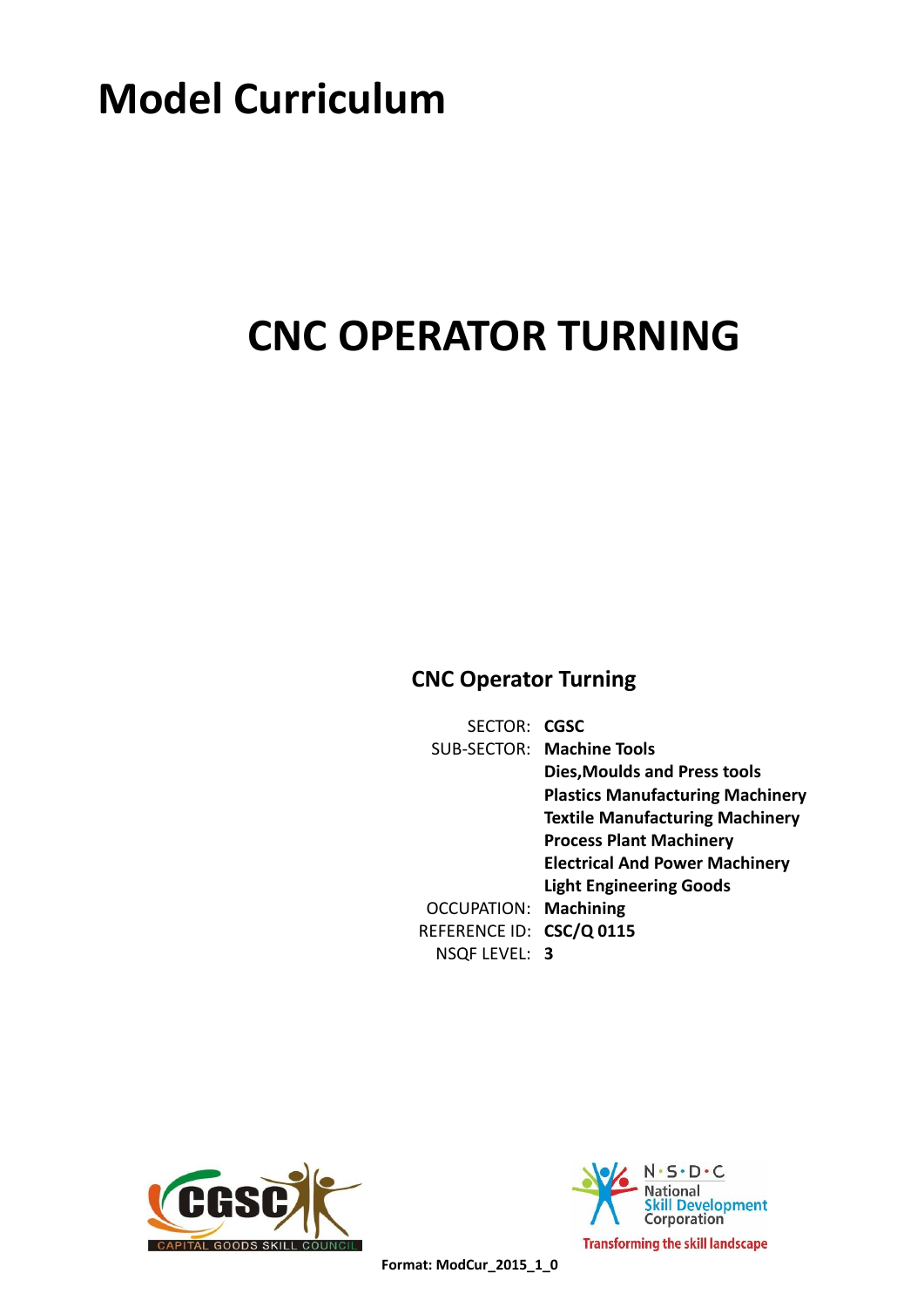# Model Curriculum

# CNC OPERATOR TURNING

## CNC Operator Turning

| | |
|---|---|
| SECTOR: | **CGSC** |
| SUB-SECTOR: | **Machine Tools** |
| | **Dies,Moulds and Press tools** |
| | **Plastics Manufacturing Machinery** |
| | **Textile Manufacturing Machinery** |
| | **Process Plant Machinery** |
| | **Electrical And Power Machinery** |
| | **Light Engineering Goods** |
| OCCUPATION: | **Machining** |
| REFERENCE ID: | **CSC/Q 0115** |
| NSQF LEVEL: | **3** |

CGSC CAPITAL GOODS SKILL COUNCIL

N·S·D·C National Skill Development Corporation
Transforming the skill landscape

**Format: ModCur_2015_1_0**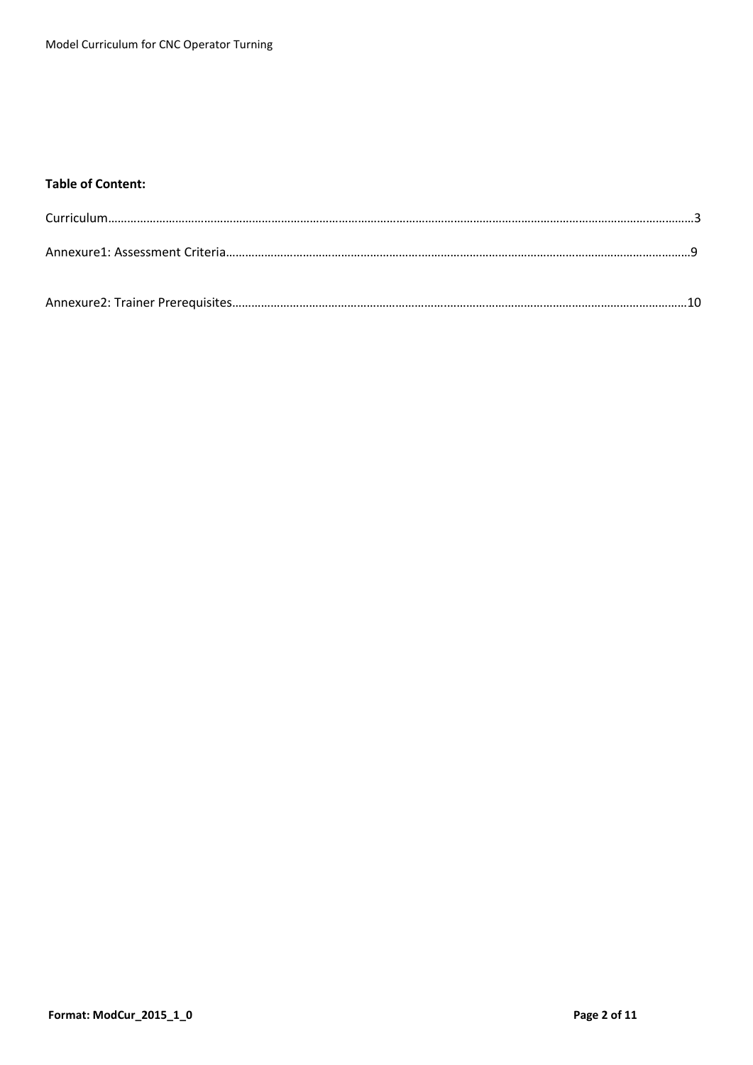**Table of Content:**

Curriculum…………………………………………………………………………………………………………………………………………………………3

Annexure1: Assessment Criteria……………………………………………………………………………………………………………………9

Annexure2: Trainer Prerequisites…………………………………………………………………………………………………………………10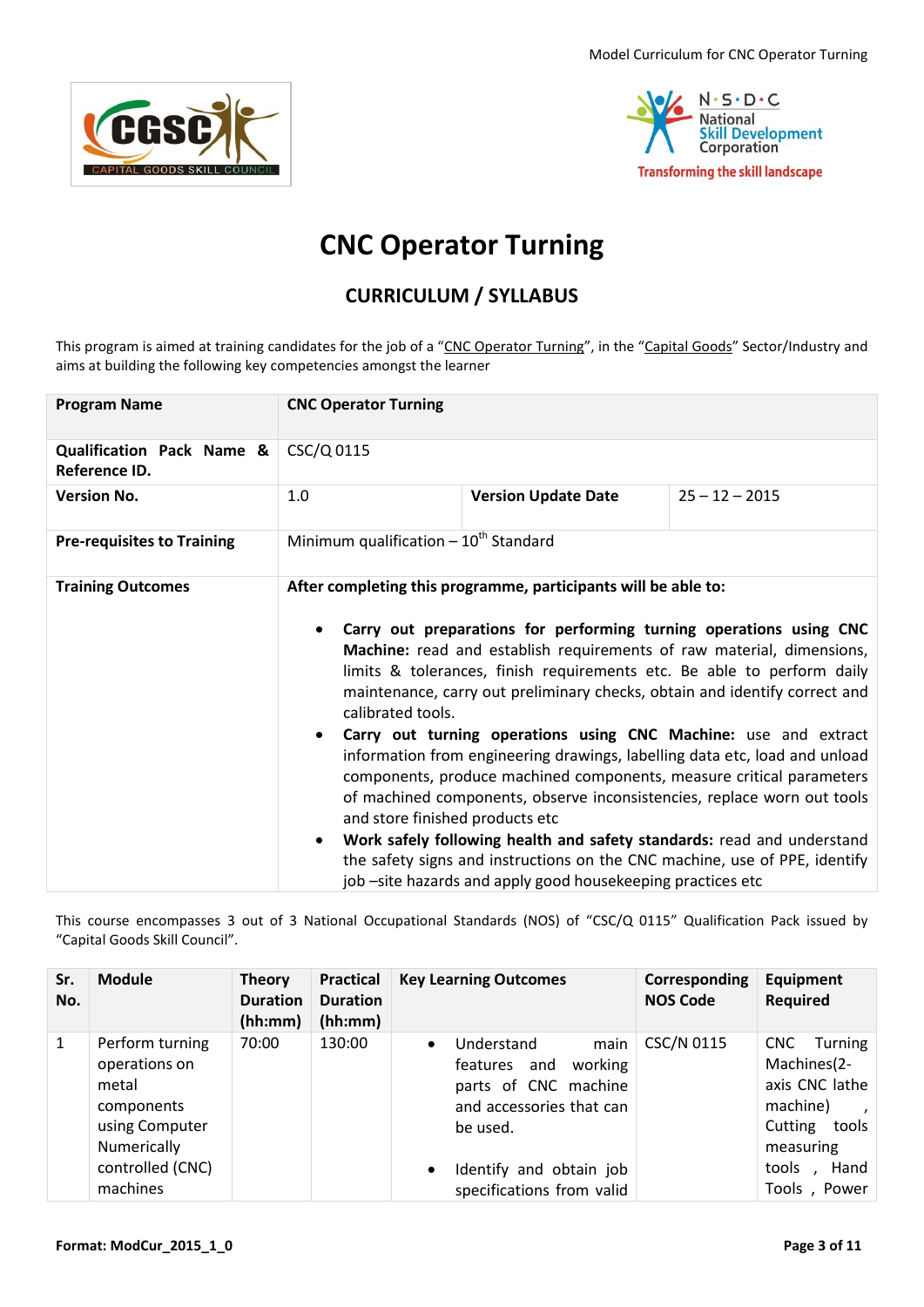# CNC Operator Turning

## CURRICULUM / SYLLABUS

This program is aimed at training candidates for the job of a "CNC Operator Turning", in the "Capital Goods" Sector/Industry and aims at building the following key competencies amongst the learner

| **Program Name** | **CNC Operator Turning** | | |
|---|---|---|---|
| **Qualification Pack Name & Reference ID.** | CSC/Q 0115 | | |
| **Version No.** | 1.0 | **Version Update Date** | 25 – 12 – 2015 |
| **Pre-requisites to Training** | Minimum qualification – 10th Standard | | |
| **Training Outcomes** | **After completing this programme, participants will be able to:**<br><br>• **Carry out preparations for performing turning operations using CNC Machine:** read and establish requirements of raw material, dimensions, limits & tolerances, finish requirements etc. Be able to perform daily maintenance, carry out preliminary checks, obtain and identify correct and calibrated tools.<br>• **Carry out turning operations using CNC Machine:** use and extract information from engineering drawings, labelling data etc, load and unload components, produce machined components, measure critical parameters of machined components, observe inconsistencies, replace worn out tools and store finished products etc<br>• **Work safely following health and safety standards:** read and understand the safety signs and instructions on the CNC machine, use of PPE, identify job –site hazards and apply good housekeeping practices etc | | |

This course encompasses 3 out of 3 National Occupational Standards (NOS) of "CSC/Q 0115" Qualification Pack issued by "Capital Goods Skill Council".

| Sr. No. | Module | Theory Duration (hh:mm) | Practical Duration (hh:mm) | Key Learning Outcomes | Corresponding NOS Code | Equipment Required |
|---|---|---|---|---|---|---|
| 1 | Perform turning operations on metal components using Computer Numerically controlled (CNC) machines | 70:00 | 130:00 | • Understand main features and working parts of CNC machine and accessories that can be used.<br><br>• Identify and obtain job specifications from valid | CSC/N 0115 | CNC Turning Machines(2-axis CNC lathe machine) , Cutting tools measuring tools , Hand Tools , Power |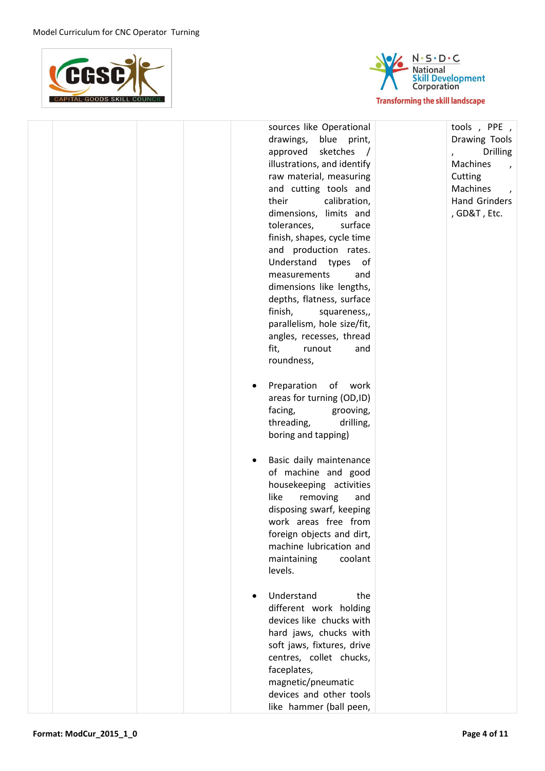| | | | | | | |
|---|---|---|---|---|---|---|
| | | | | sources like Operational drawings, blue print, approved sketches / illustrations, and identify raw material, measuring and cutting tools and their calibration, dimensions, limits and tolerances, surface finish, shapes, cycle time and production rates. Understand types of measurements and dimensions like lengths, depths, flatness, surface finish, squareness,, parallelism, hole size/fit, angles, recesses, thread fit, runout and roundness,<br><br>• Preparation of work areas for turning (OD,ID) facing, grooving, threading, drilling, boring and tapping)<br><br>• Basic daily maintenance of machine and good housekeeping activities like removing and disposing swarf, keeping work areas free from foreign objects and dirt, machine lubrication and maintaining coolant levels.<br><br>• Understand the different work holding devices like chucks with hard jaws, chucks with soft jaws, fixtures, drive centres, collet chucks, faceplates, magnetic/pneumatic devices and other tools like hammer (ball peen, | | tools , PPE , Drawing Tools , Drilling Machines , Cutting Machines , Hand Grinders , GD&T , Etc. |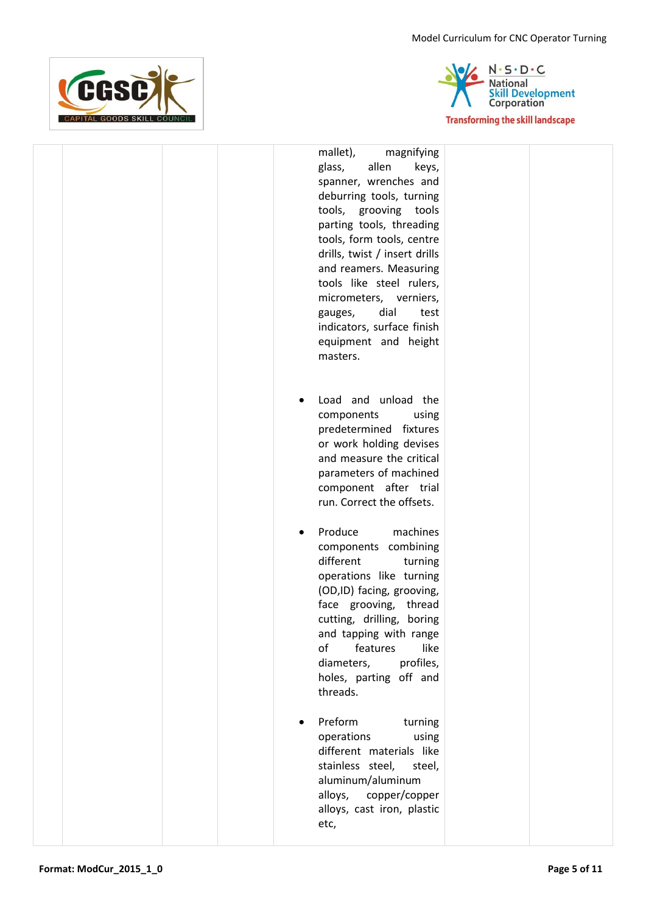| | | | | | |
|---|---|---|---|---|---|
| | | | mallet), magnifying glass, allen keys, spanner, wrenches and deburring tools, turning tools, grooving tools parting tools, threading tools, form tools, centre drills, twist / insert drills and reamers. Measuring tools like steel rulers, micrometers, verniers, gauges, dial test indicators, surface finish equipment and height masters.<br><br>• Load and unload the components using predetermined fixtures or work holding devises and measure the critical parameters of machined component after trial run. Correct the offsets.<br><br>• Produce machines components combining different turning operations like turning (OD,ID) facing, grooving, face grooving, thread cutting, drilling, boring and tapping with range of features like diameters, profiles, holes, parting off and threads.<br><br>• Preform turning operations using different materials like stainless steel, steel, aluminum/aluminum alloys, copper/copper alloys, cast iron, plastic etc, | | |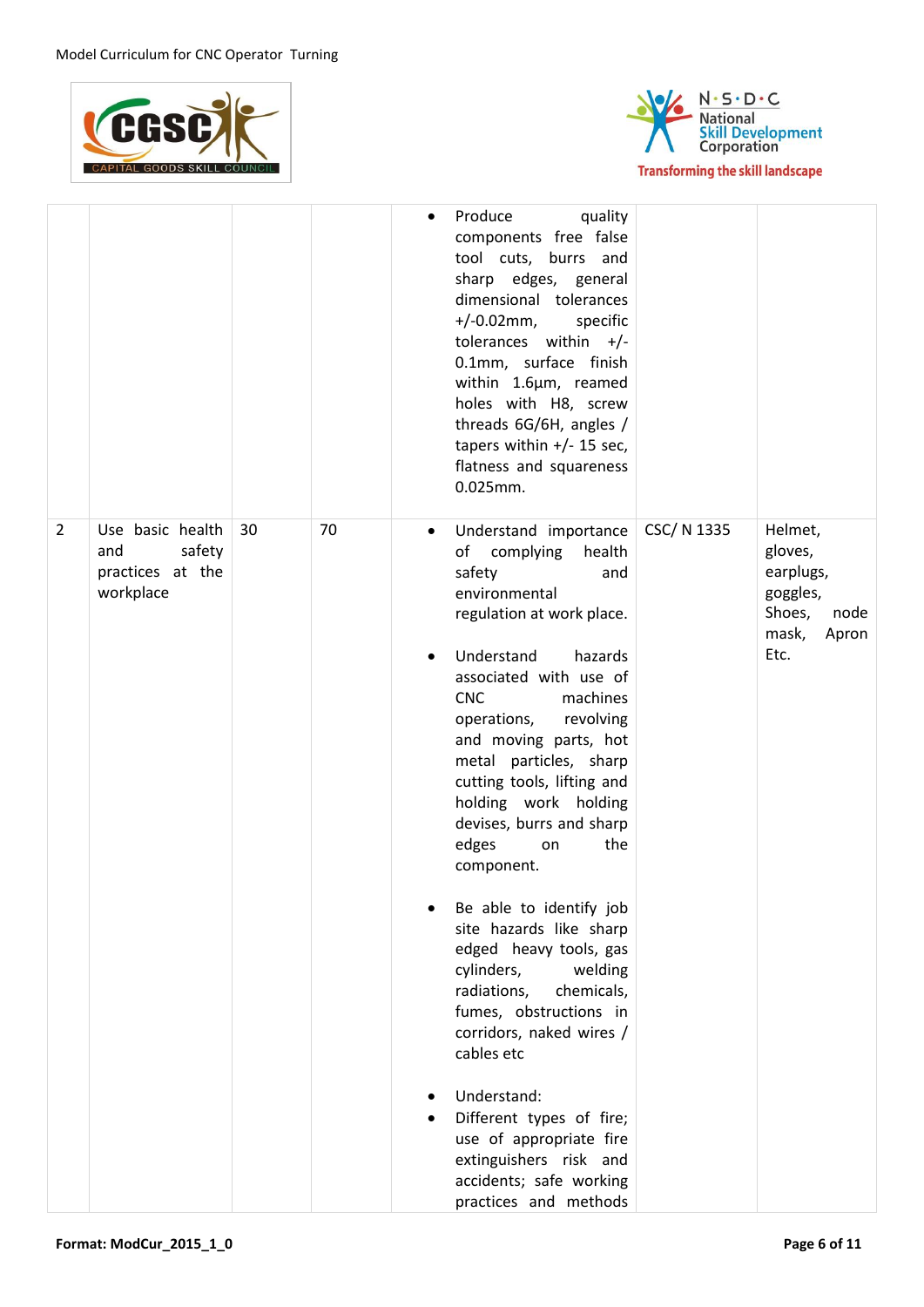| | | | | | | |
|---|---|---|---|---|---|---|
| | | | | • Produce quality components free false tool cuts, burrs and sharp edges, general dimensional tolerances +/-0.02mm, specific tolerances within +/-0.1mm, surface finish within 1.6µm, reamed holes with H8, screw threads 6G/6H, angles / tapers within +/- 15 sec, flatness and squareness 0.025mm. | | |
| 2 | Use basic health and safety practices at the workplace | 30 | 70 | • Understand importance of complying health safety and environmental regulation at work place.<br><br>• Understand hazards associated with use of CNC machines operations, revolving and moving parts, hot metal particles, sharp cutting tools, lifting and holding work holding devises, burrs and sharp edges on the component.<br><br>• Be able to identify job site hazards like sharp edged heavy tools, gas cylinders, welding radiations, chemicals, fumes, obstructions in corridors, naked wires / cables etc<br><br>• Understand:<br>• Different types of fire; use of appropriate fire extinguishers risk and accidents; safe working practices and methods | CSC/ N 1335 | Helmet, gloves, earplugs, goggles, Shoes, node mask, Apron Etc. |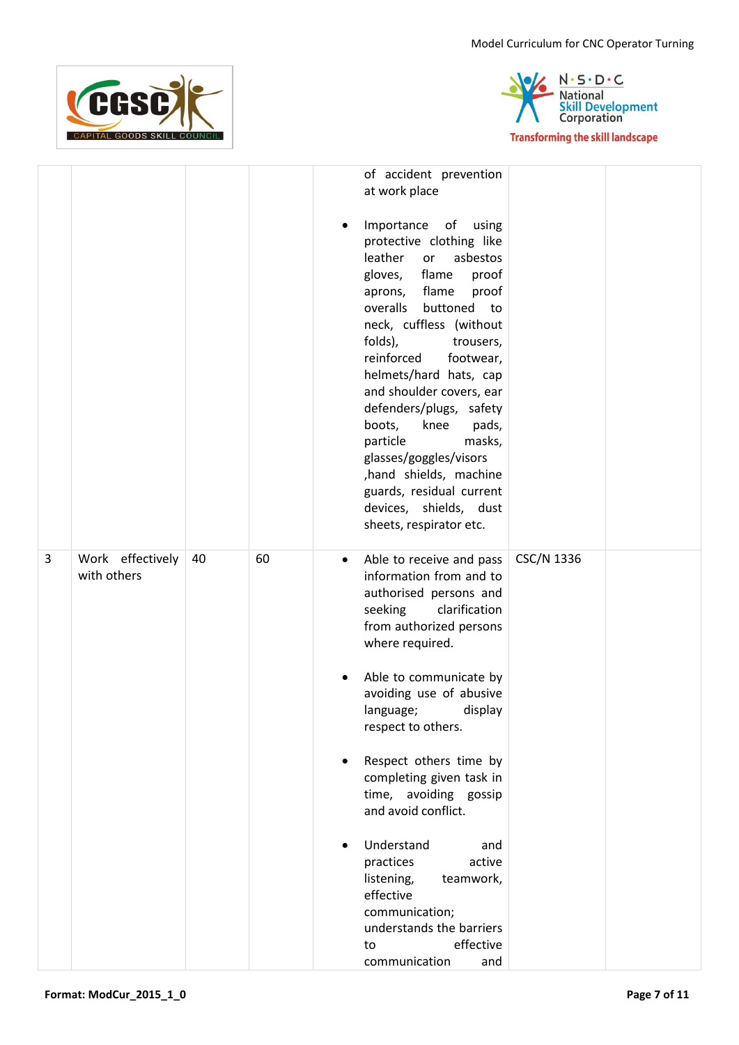| | | | | | | |
|---|---|---|---|---|---|---|
| | | | | of accident prevention at work place<br><br>• Importance of using protective clothing like leather or asbestos gloves, flame proof aprons, flame proof overalls buttoned to neck, cuffless (without folds), trousers, reinforced footwear, helmets/hard hats, cap and shoulder covers, ear defenders/plugs, safety boots, knee pads, particle masks, glasses/goggles/visors ,hand shields, machine guards, residual current devices, shields, dust sheets, respirator etc. | | |
| 3 | Work effectively with others | 40 | 60 | • Able to receive and pass information from and to authorised persons and seeking clarification from authorized persons where required.<br><br>• Able to communicate by avoiding use of abusive language; display respect to others.<br><br>• Respect others time by completing given task in time, avoiding gossip and avoid conflict.<br><br>• Understand and practices active listening, teamwork, effective communication; understands the barriers to effective communication and | CSC/N 1336 | |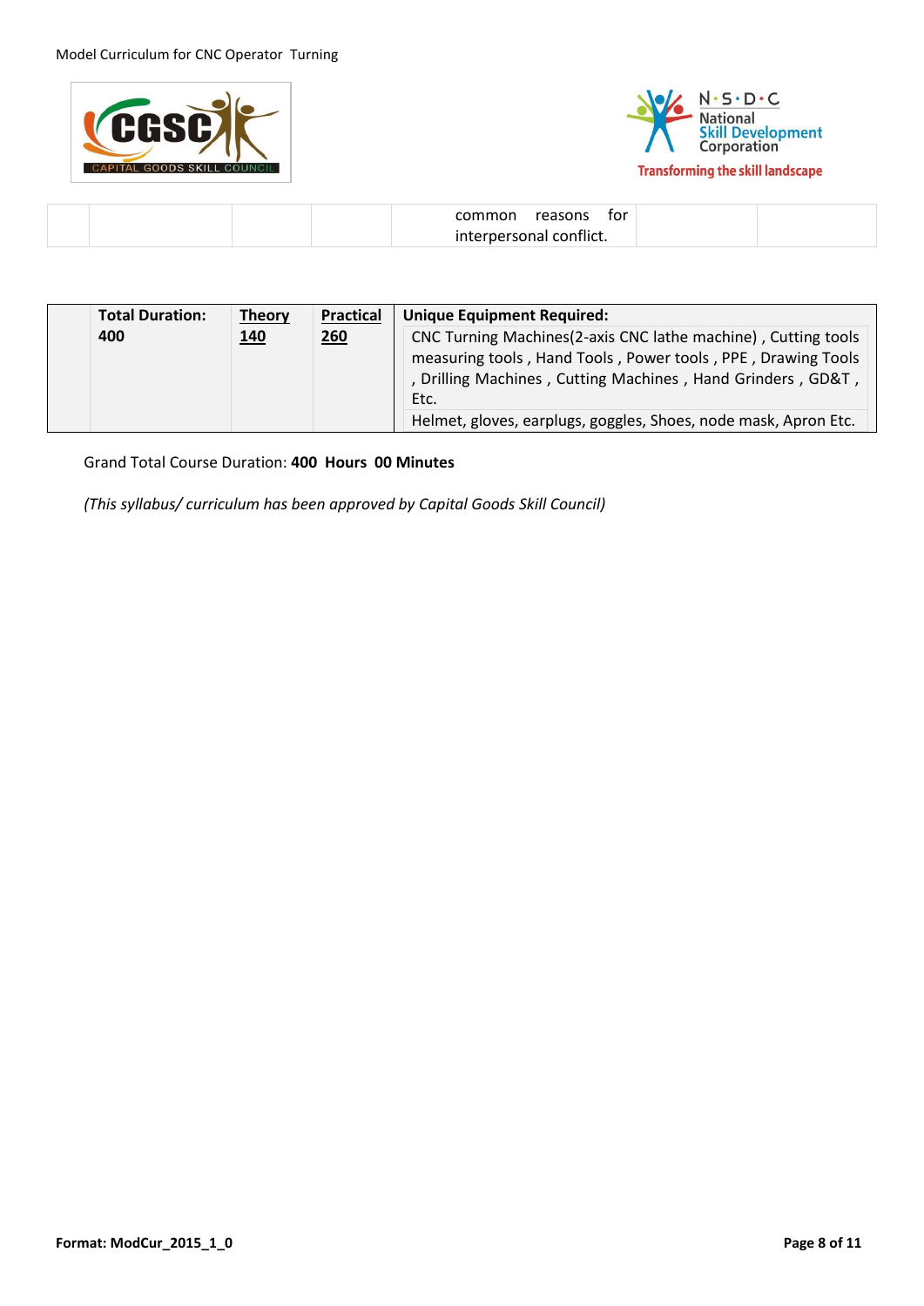| | | | | common reasons for interpersonal conflict. | | |
|---|---|---|---|---|---|---|

| | Total Duration: | Theory | Practical | Unique Equipment Required: |
|---|---|---|---|---|
| | 400 | 140 | 260 | CNC Turning Machines(2-axis CNC lathe machine) , Cutting tools measuring tools , Hand Tools , Power tools , PPE , Drawing Tools , Drilling Machines , Cutting Machines , Hand Grinders , GD&T , Etc. |
| | | | | Helmet, gloves, earplugs, goggles, Shoes, node mask, Apron Etc. |

Grand Total Course Duration: **400 Hours 00 Minutes**

*(This syllabus/ curriculum has been approved by Capital Goods Skill Council)*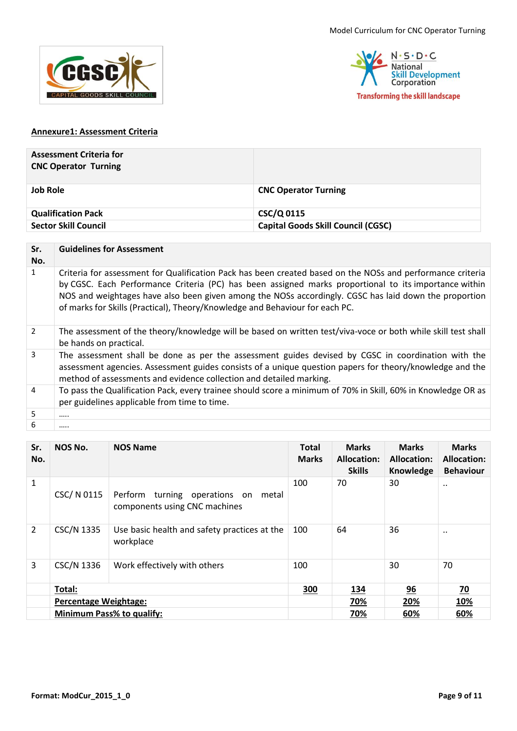## Annexure1: Assessment Criteria

| Assessment Criteria for CNC Operator Turning | |
|---|---|
| **Job Role** | **CNC Operator Turning** |
| **Qualification Pack** | **CSC/Q 0115** |
| **Sector Skill Council** | **Capital Goods Skill Council (CGSC)** |

| Sr. No. | Guidelines for Assessment |
|---|---|
| 1 | Criteria for assessment for Qualification Pack has been created based on the NOSs and performance criteria by CGSC. Each Performance Criteria (PC) has been assigned marks proportional to its importance within NOS and weightages have also been given among the NOSs accordingly. CGSC has laid down the proportion of marks for Skills (Practical), Theory/Knowledge and Behaviour for each PC. |
| 2 | The assessment of the theory/knowledge will be based on written test/viva-voce or both while skill test shall be hands on practical. |
| 3 | The assessment shall be done as per the assessment guides devised by CGSC in coordination with the assessment agencies. Assessment guides consists of a unique question papers for theory/knowledge and the method of assessments and evidence collection and detailed marking. |
| 4 | To pass the Qualification Pack, every trainee should score a minimum of 70% in Skill, 60% in Knowledge OR as per guidelines applicable from time to time. |
| 5 | ….. |
| 6 | ….. |

| Sr. No. | NOS No. | NOS Name | Total Marks | Marks Allocation: Skills | Marks Allocation: Knowledge | Marks Allocation: Behaviour |
|---|---|---|---|---|---|---|
| 1 | CSC/ N 0115 | Perform turning operations on metal components using CNC machines | 100 | 70 | 30 | .. |
| 2 | CSC/N 1335 | Use basic health and safety practices at the workplace | 100 | 64 | 36 | .. |
| 3 | CSC/N 1336 | Work effectively with others | 100 | | 30 | 70 |
| | **Total:** | | **300** | **134** | **96** | **70** |
| | **Percentage Weightage:** | | | **70%** | **20%** | **10%** |
| | **Minimum Pass% to qualify:** | | | **70%** | **60%** | **60%** |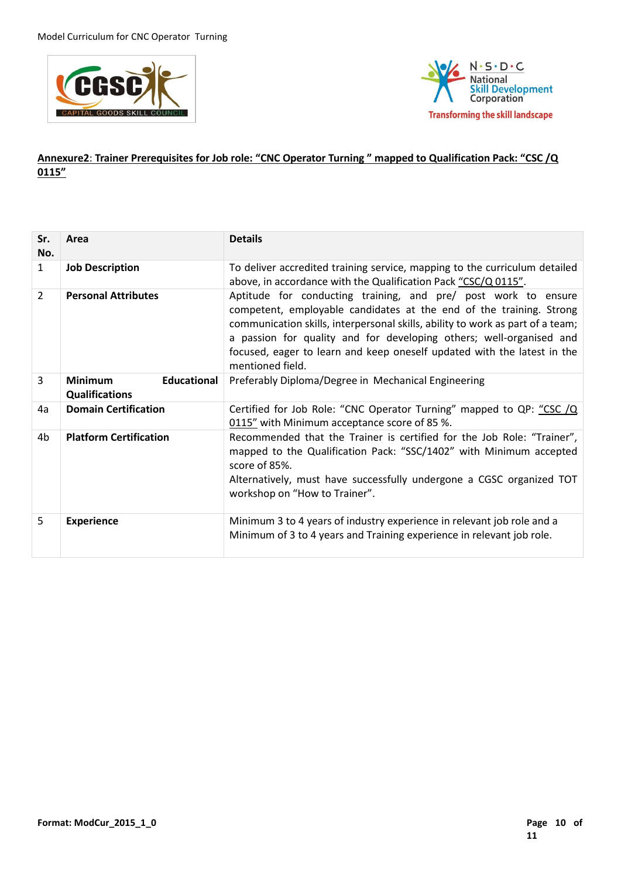**Annexure2: Trainer Prerequisites for Job role: "CNC Operator Turning " mapped to Qualification Pack: "CSC /Q 0115"**

| Sr. No. | Area | Details |
|---|---|---|
| 1 | **Job Description** | To deliver accredited training service, mapping to the curriculum detailed above, in accordance with the Qualification Pack "CSC/Q 0115". |
| 2 | **Personal Attributes** | Aptitude for conducting training, and pre/ post work to ensure competent, employable candidates at the end of the training. Strong communication skills, interpersonal skills, ability to work as part of a team; a passion for quality and for developing others; well-organised and focused, eager to learn and keep oneself updated with the latest in the mentioned field. |
| 3 | **Minimum Educational Qualifications** | Preferably Diploma/Degree in Mechanical Engineering |
| 4a | **Domain Certification** | Certified for Job Role: "CNC Operator Turning" mapped to QP: "CSC /Q 0115" with Minimum acceptance score of 85 %. |
| 4b | **Platform Certification** | Recommended that the Trainer is certified for the Job Role: "Trainer", mapped to the Qualification Pack: "SSC/1402" with Minimum accepted score of 85%.<br>Alternatively, must have successfully undergone a CGSC organized TOT workshop on "How to Trainer". |
| 5 | **Experience** | Minimum 3 to 4 years of industry experience in relevant job role and a Minimum of 3 to 4 years and Training experience in relevant job role. |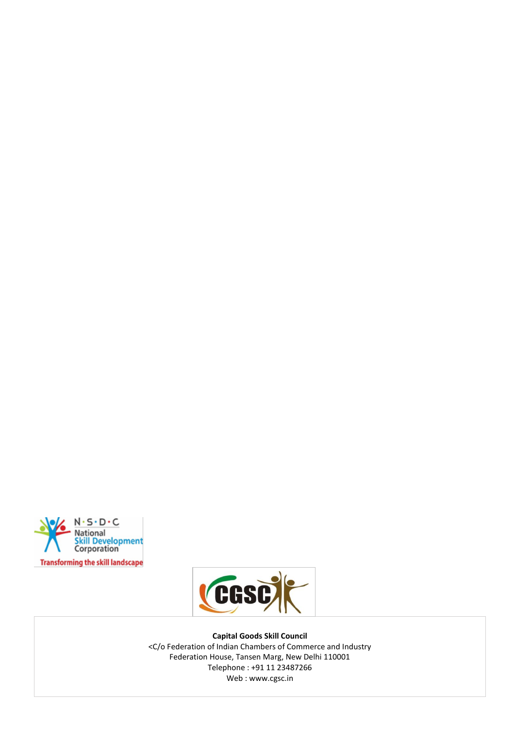**Capital Goods Skill Council**
<C/o Federation of Indian Chambers of Commerce and Industry
Federation House, Tansen Marg, New Delhi 110001
Telephone : +91 11 23487266
Web : www.cgsc.in